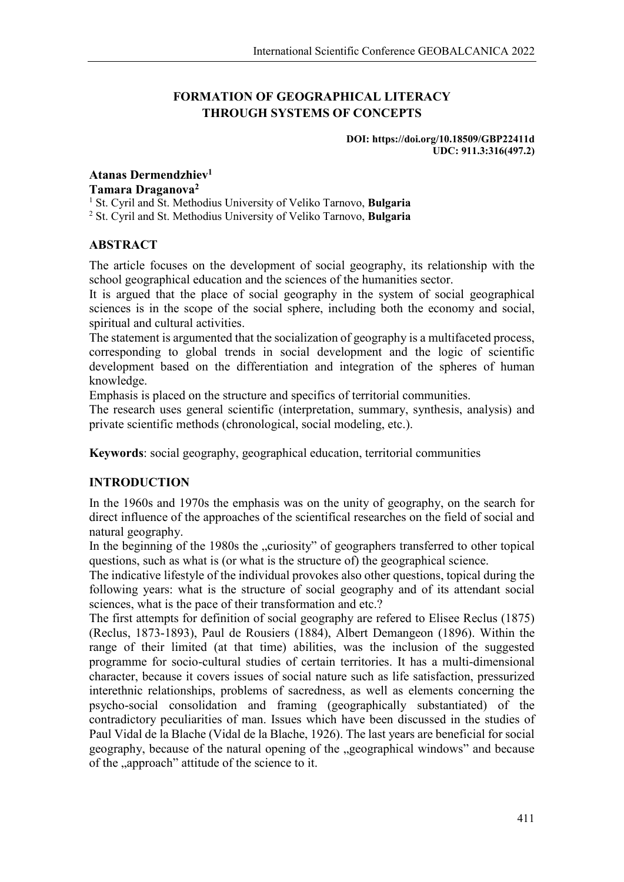# FORMATION OF GEOGRAPHICAL LITERACY THROUGH SYSTEMS OF CONCEPTS

**DOI: https://doi.org/10.18509/GBP22411d**
**UDC: 911.3:316(497.2)**

**Atanas Dermendzhiev[1]**
**Tamara Draganova[2]**

[1] St. Cyril and St. Methodius University of Veliko Tarnovo, **Bulgaria**
[2] St. Cyril and St. Methodius University of Veliko Tarnovo, **Bulgaria**

## ABSTRACT

The article focuses on the development of social geography, its relationship with the school geographical education and the sciences of the humanities sector.

It is argued that the place of social geography in the system of social geographical sciences is in the scope of the social sphere, including both the economy and social, spiritual and cultural activities.

The statement is argumented that the socialization of geography is a multifaceted process, corresponding to global trends in social development and the logic of scientific development based on the differentiation and integration of the spheres of human knowledge.

Emphasis is placed on the structure and specifics of territorial communities.

The research uses general scientific (interpretation, summary, synthesis, analysis) and private scientific methods (chronological, social modeling, etc.).

**Keywords**: social geography, geographical education, territorial communities

## INTRODUCTION

In the 1960s and 1970s the emphasis was on the unity of geography, on the search for direct influence of the approaches of the scientifical researches on the field of social and natural geography.

In the beginning of the 1980s the „curiosity" of geographers transferred to other topical questions, such as what is (or what is the structure of) the geographical science.

The indicative lifestyle of the individual provokes also other questions, topical during the following years: what is the structure of social geography and of its attendant social sciences, what is the pace of their transformation and etc.?

The first attempts for definition of social geography are refered to Elisee Reclus (1875) (Reclus, 1873-1893), Paul de Rousiers (1884), Albert Demangeon (1896). Within the range of their limited (at that time) abilities, was the inclusion of the suggested programme for socio-cultural studies of certain territories. It has a multi-dimensional character, because it covers issues of social nature such as life satisfaction, pressurized interethnic relationships, problems of sacredness, as well as elements concerning the psycho-social consolidation and framing (geographically substantiated) of the contradictory peculiarities of man. Issues which have been discussed in the studies of Paul Vidal de la Blache (Vidal de la Blache, 1926). The last years are beneficial for social geography, because of the natural opening of the „geographical windows" and because of the „approach" attitude of the science to it.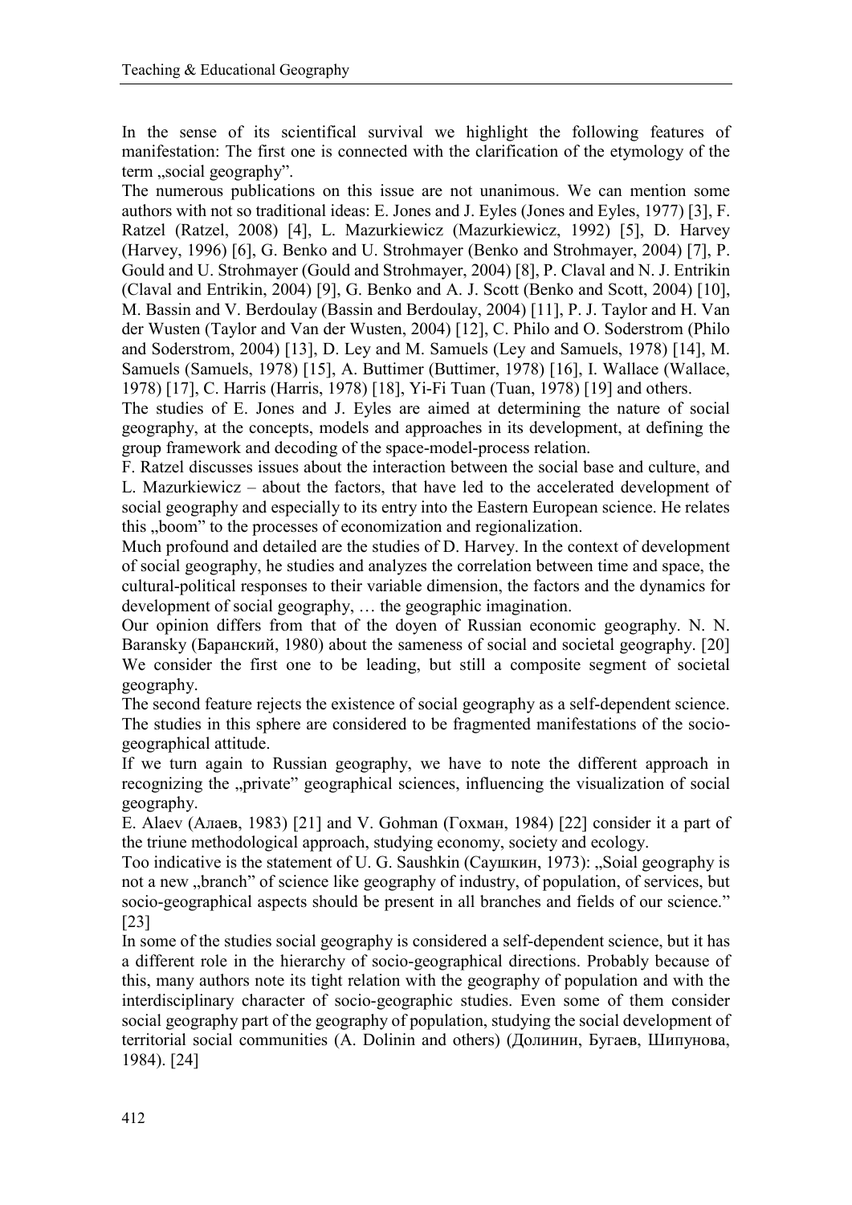In the sense of its scientifical survival we highlight the following features of manifestation: The first one is connected with the clarification of the etymology of the term „social geography".

The numerous publications on this issue are not unanimous. We can mention some authors with not so traditional ideas: E. Jones and J. Eyles (Jones and Eyles, 1977) [3], F. Ratzel (Ratzel, 2008) [4], L. Mazurkiewicz (Mazurkiewicz, 1992) [5], D. Harvey (Harvey, 1996) [6], G. Benko and U. Strohmayer (Benko and Strohmayer, 2004) [7], P. Gould and U. Strohmayer (Gould and Strohmayer, 2004) [8], P. Claval and N. J. Entrikin (Claval and Entrikin, 2004) [9], G. Benko and A. J. Scott (Benko and Scott, 2004) [10], M. Bassin and V. Berdoulay (Bassin and Berdoulay, 2004) [11], P. J. Taylor and H. Van der Wusten (Taylor and Van der Wusten, 2004) [12], C. Philo and O. Soderstrom (Philo and Soderstrom, 2004) [13], D. Ley and M. Samuels (Ley and Samuels, 1978) [14], M. Samuels (Samuels, 1978) [15], A. Buttimer (Buttimer, 1978) [16], I. Wallace (Wallace, 1978) [17], C. Harris (Harris, 1978) [18], Yi-Fi Tuan (Tuan, 1978) [19] and others.

The studies of E. Jones and J. Eyles are aimed at determining the nature of social geography, at the concepts, models and approaches in its development, at defining the group framework and decoding of the space-model-process relation.

F. Ratzel discusses issues about the interaction between the social base and culture, and L. Mazurkiewicz – about the factors, that have led to the accelerated development of social geography and especially to its entry into the Eastern European science. He relates this „boom" to the processes of economization and regionalization.

Much profound and detailed are the studies of D. Harvey. In the context of development of social geography, he studies and analyzes the correlation between time and space, the cultural-political responses to their variable dimension, the factors and the dynamics for development of social geography, … the geographic imagination.

Our opinion differs from that of the doyen of Russian economic geography. N. N. Baransky (Баранский, 1980) about the sameness of social and societal geography. [20] We consider the first one to be leading, but still a composite segment of societal geography.

The second feature rejects the existence of social geography as a self-dependent science. The studies in this sphere are considered to be fragmented manifestations of the socio-geographical attitude.

If we turn again to Russian geography, we have to note the different approach in recognizing the „private" geographical sciences, influencing the visualization of social geography.

E. Alaev (Алаев, 1983) [21] and V. Gohman (Гохман, 1984) [22] consider it a part of the triune methodological approach, studying economy, society and ecology.

Too indicative is the statement of U. G. Saushkin (Саушкин, 1973): „Soial geography is not a new „branch" of science like geography of industry, of population, of services, but socio-geographical aspects should be present in all branches and fields of our science." [23]

In some of the studies social geography is considered a self-dependent science, but it has a different role in the hierarchy of socio-geographical directions. Probably because of this, many authors note its tight relation with the geography of population and with the interdisciplinary character of socio-geographic studies. Even some of them consider social geography part of the geography of population, studying the social development of territorial social communities (A. Dolinin and others) (Долинин, Бугаев, Шипунова, 1984). [24]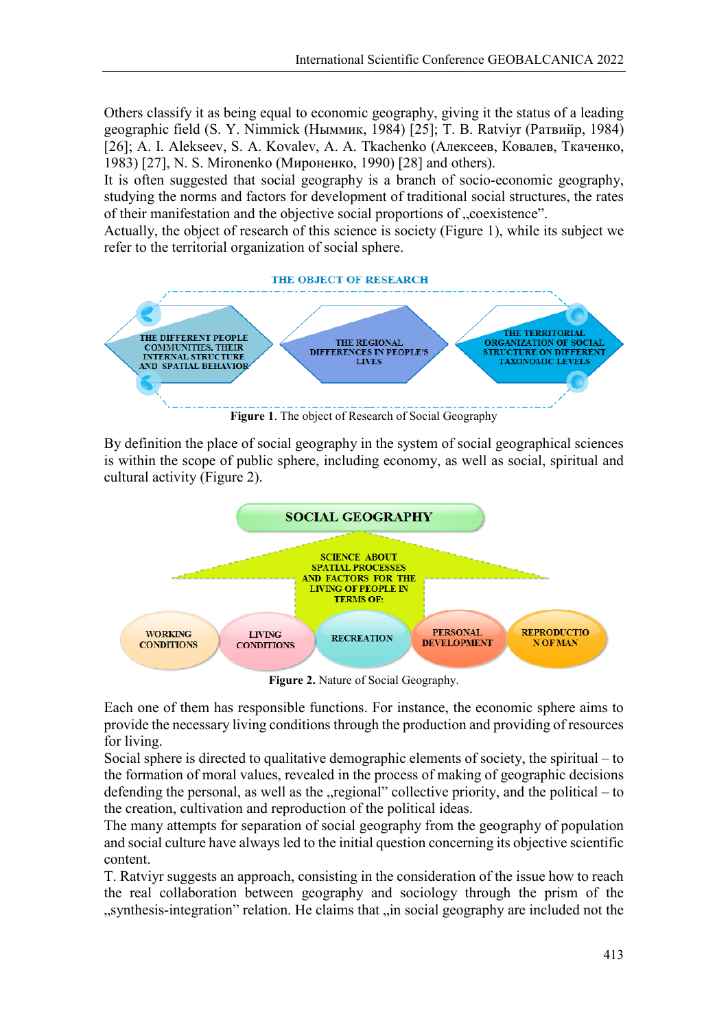Others classify it as being equal to economic geography, giving it the status of a leading geographic field (S. Y. Nimmick (Ныммик, 1984) [25]; T. B. Ratviyr (Ратвийр, 1984) [26]; A. I. Alekseev, S. A. Kovalev, A. A. Tkachenko (Алексеев, Ковалев, Ткаченко, 1983) [27], N. S. Mironenko (Мироненко, 1990) [28] and others).

It is often suggested that social geography is a branch of socio-economic geography, studying the norms and factors for development of traditional social structures, the rates of their manifestation and the objective social proportions of „coexistence".

Actually, the object of research of this science is society (Figure 1), while its subject we refer to the territorial organization of social sphere.

THE OBJECT OF RESEARCH

THE DIFFERENT PEOPLE COMMUNITIES, THEIR INTERNAL STRUCTURE AND SPATIAL BEHAVIOR

THE REGIONAL DIFFERENCES IN PEOPLE'S LIVES

THE TERRITORIAL ORGANIZATION OF SOCIAL STRUCTURE ON DIFFERENT TAXONOMIC LEVELS

**Figure 1**. The object of Research of Social Geography

By definition the place of social geography in the system of social geographical sciences is within the scope of public sphere, including economy, as well as social, spiritual and cultural activity (Figure 2).

SOCIAL GEOGRAPHY

SCIENCE ABOUT SPATIAL PROCESSES AND FACTORS FOR THE LIVING OF PEOPLE IN TERMS OF:

WORKING CONDITIONS | LIVING CONDITIONS | RECREATION | PERSONAL DEVELOPMENT | REPRODUCTION OF MAN

**Figure 2.** Nature of Social Geography.

Each one of them has responsible functions. For instance, the economic sphere aims to provide the necessary living conditions through the production and providing of resources for living.

Social sphere is directed to qualitative demographic elements of society, the spiritual – to the formation of moral values, revealed in the process of making of geographic decisions defending the personal, as well as the „regional" collective priority, and the political – to the creation, cultivation and reproduction of the political ideas.

The many attempts for separation of social geography from the geography of population and social culture have always led to the initial question concerning its objective scientific content.

T. Ratviyr suggests an approach, consisting in the consideration of the issue how to reach the real collaboration between geography and sociology through the prism of the „synthesis-integration" relation. He claims that „in social geography are included not the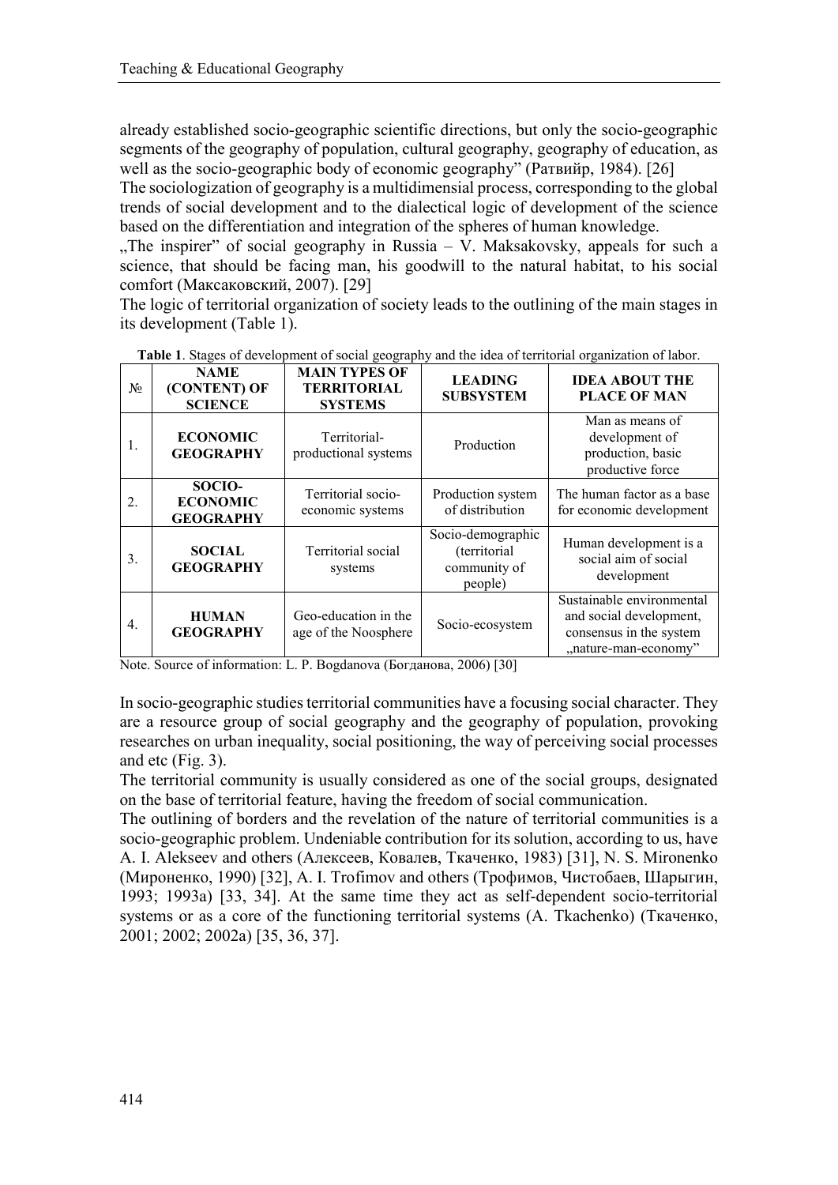already established socio-geographic scientific directions, but only the socio-geographic segments of the geography of population, cultural geography, geography of education, as well as the socio-geographic body of economic geography" (Ратвийр, 1984). [26]

The sociologization of geography is a multidimensional process, corresponding to the global trends of social development and to the dialectical logic of development of the science based on the differentiation and integration of the spheres of human knowledge.

„The inspirer" of social geography in Russia – V. Maksakovsky, appeals for such a science, that should be facing man, his goodwill to the natural habitat, to his social comfort (Максаковский, 2007). [29]

The logic of territorial organization of society leads to the outlining of the main stages in its development (Table 1).

**Table 1**. Stages of development of social geography and the idea of territorial organization of labor.

| № | NAME (CONTENT) OF SCIENCE | MAIN TYPES OF TERRITORIAL SYSTEMS | LEADING SUBSYSTEM | IDEA ABOUT THE PLACE OF MAN |
|---|---|---|---|---|
| 1. | **ECONOMIC GEOGRAPHY** | Territorial-productional systems | Production | Man as means of development of production, basic productive force |
| 2. | **SOCIO-ECONOMIC GEOGRAPHY** | Territorial socio-economic systems | Production system of distribution | The human factor as a base for economic development |
| 3. | **SOCIAL GEOGRAPHY** | Territorial social systems | Socio-demographic (territorial community of people) | Human development is a social aim of social development |
| 4. | **HUMAN GEOGRAPHY** | Geo-education in the age of the Noosphere | Socio-ecosystem | Sustainable environmental and social development, consensus in the system „nature-man-economy" |

Note. Source of information: L. P. Bogdanova (Богданова, 2006) [30]

In socio-geographic studies territorial communities have a focusing social character. They are a resource group of social geography and the geography of population, provoking researches on urban inequality, social positioning, the way of perceiving social processes and etc (Fig. 3).

The territorial community is usually considered as one of the social groups, designated on the base of territorial feature, having the freedom of social communication.

The outlining of borders and the revelation of the nature of territorial communities is a socio-geographic problem. Undeniable contribution for its solution, according to us, have A. I. Alekseev and others (Алексеев, Ковалев, Ткаченко, 1983) [31], N. S. Mironenko (Мироненко, 1990) [32], A. I. Trofimov and others (Трофимов, Чистобаев, Шарыгин, 1993; 1993a) [33, 34]. At the same time they act as self-dependent socio-territorial systems or as a core of the functioning territorial systems (A. Tkachenko) (Ткаченко, 2001; 2002; 2002a) [35, 36, 37].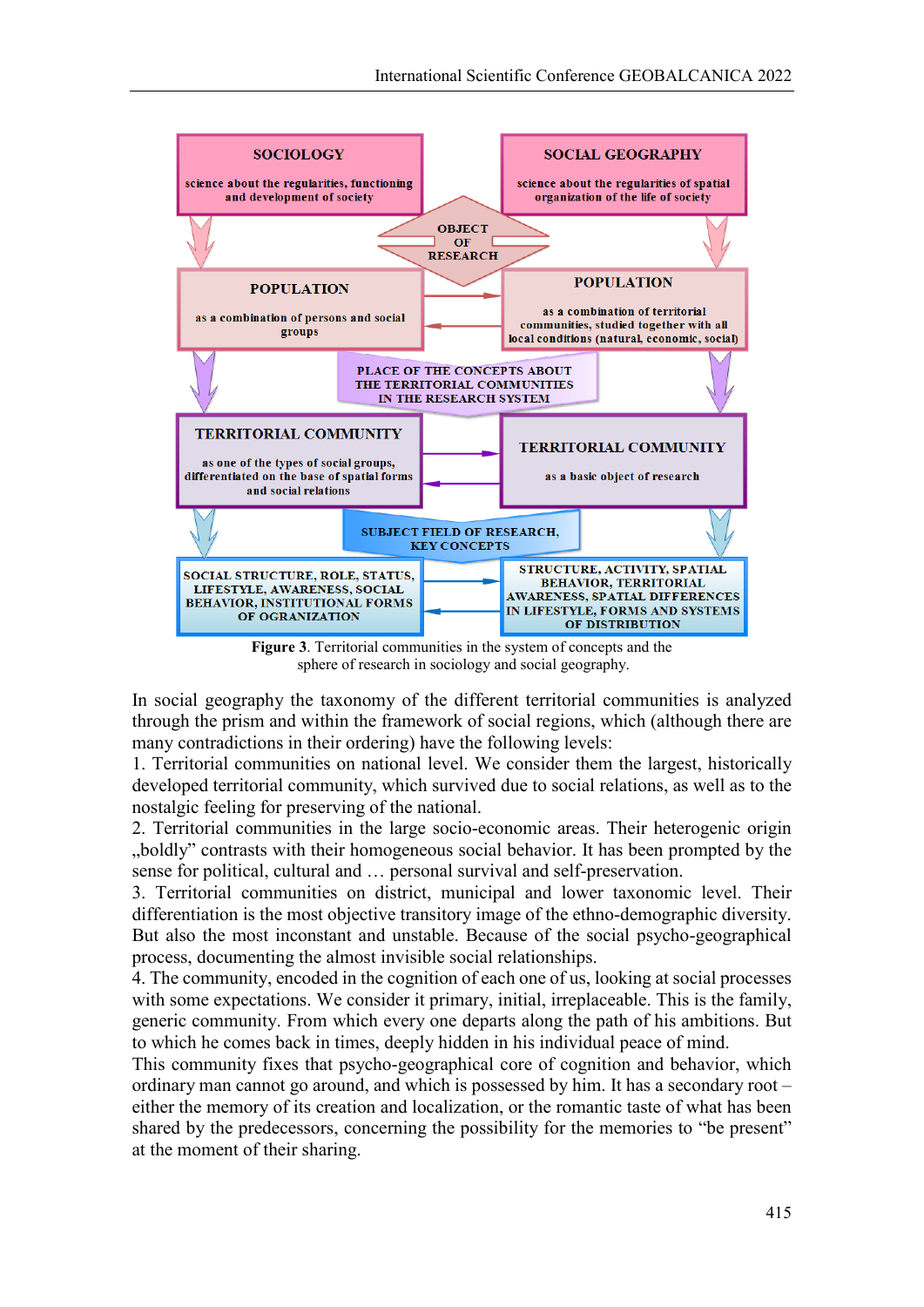SOCIOLOGY

science about the regularities, functioning and development of society

SOCIAL GEOGRAPHY

science about the regularities of spatial organization of the life of society

OBJECT OF RESEARCH

POPULATION

as a combination of persons and social groups

POPULATION

as a combination of territorial communities, studied together with all local conditions (natural, economic, social)

PLACE OF THE CONCEPTS ABOUT THE TERRITORIAL COMMUNITIES IN THE RESEARCH SYSTEM

TERRITORIAL COMMUNITY

as one of the types of social groups, differentiated on the base of spatial forms and social relations

TERRITORIAL COMMUNITY

as a basic object of research

SUBJECT FIELD OF RESEARCH, KEY CONCEPTS

SOCIAL STRUCTURE, ROLE, STATUS, LIFESTYLE, AWARENESS, SOCIAL BEHAVIOR, INSTITUTIONAL FORMS OF OGRANIZATION

STRUCTURE, ACTIVITY, SPATIAL BEHAVIOR, TERRITORIAL AWARENESS, SPATIAL DIFFERENCES IN LIFESTYLE, FORMS AND SYSTEMS OF DISTRIBUTION

**Figure 3**. Territorial communities in the system of concepts and the sphere of research in sociology and social geography.

In social geography the taxonomy of the different territorial communities is analyzed through the prism and within the framework of social regions, which (although there are many contradictions in their ordering) have the following levels:

1. Territorial communities on national level. We consider them the largest, historically developed territorial community, which survived due to social relations, as well as to the nostalgic feeling for preserving of the national.

2. Territorial communities in the large socio-economic areas. Their heterogenic origin „boldly" contrasts with their homogeneous social behavior. It has been prompted by the sense for political, cultural and … personal survival and self-preservation.

3. Territorial communities on district, municipal and lower taxonomic level. Their differentiation is the most objective transitory image of the ethno-demographic diversity. But also the most inconstant and unstable. Because of the social psycho-geographical process, documenting the almost invisible social relationships.

4. The community, encoded in the cognition of each one of us, looking at social processes with some expectations. We consider it primary, initial, irreplaceable. This is the family, generic community. From which every one departs along the path of his ambitions. But to which he comes back in times, deeply hidden in his individual peace of mind.

This community fixes that psycho-geographical core of cognition and behavior, which ordinary man cannot go around, and which is possessed by him. It has a secondary root – either the memory of its creation and localization, or the romantic taste of what has been shared by the predecessors, concerning the possibility for the memories to "be present" at the moment of their sharing.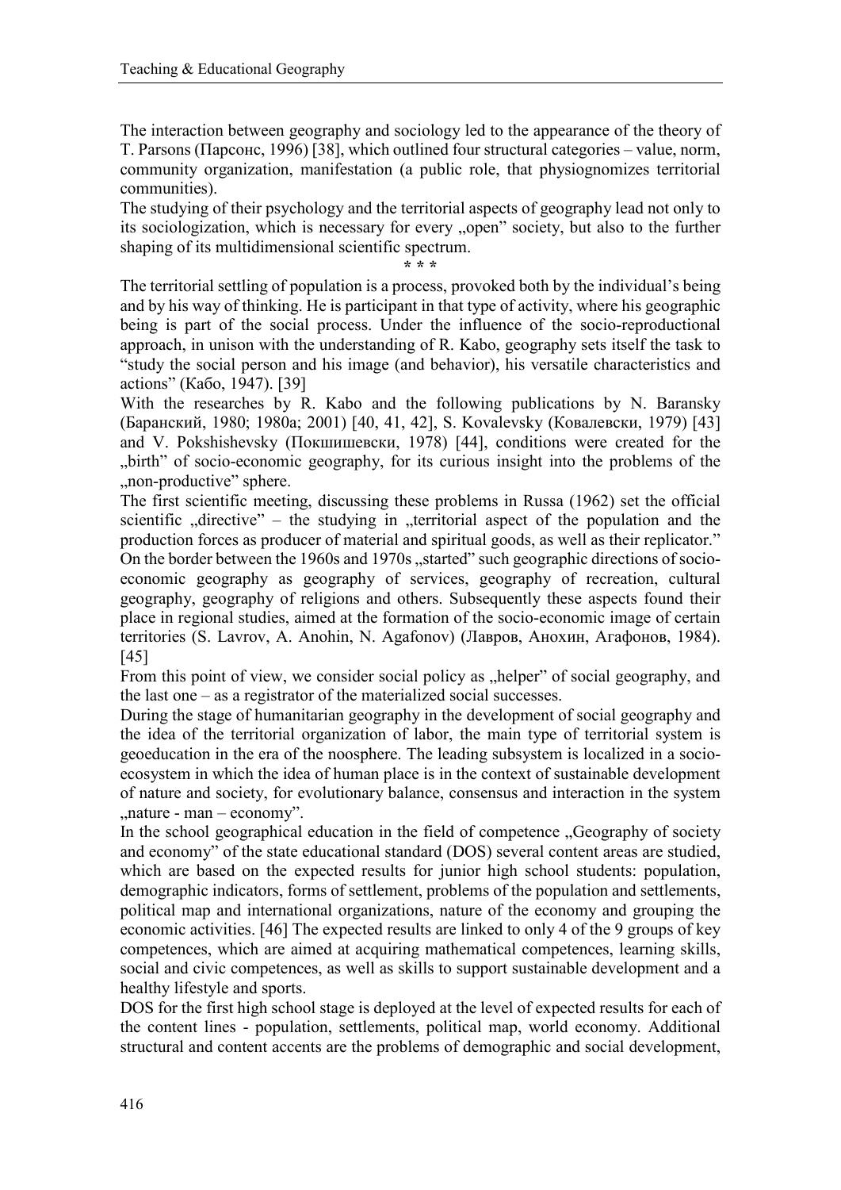The interaction between geography and sociology led to the appearance of the theory of T. Parsons (Парсонс, 1996) [38], which outlined four structural categories – value, norm, community organization, manifestation (a public role, that physiognomizes territorial communities).

The studying of their psychology and the territorial aspects of geography lead not only to its sociologization, which is necessary for every „open" society, but also to the further shaping of its multidimensional scientific spectrum.

\* \* \*

The territorial settling of population is a process, provoked both by the individual's being and by his way of thinking. He is participant in that type of activity, where his geographic being is part of the social process. Under the influence of the socio-reproductional approach, in unison with the understanding of R. Kabo, geography sets itself the task to "study the social person and his image (and behavior), his versatile characteristics and actions" (Кабо, 1947). [39]

With the researches by R. Kabo and the following publications by N. Baransky (Барански\u0439, 1980; 1980a; 2001) [40, 41, 42], S. Kovalevsky (Ковалевски, 1979) [43] and V. Pokshishevsky (Покшишевски, 1978) [44], conditions were created for the „birth" of socio-economic geography, for its curious insight into the problems of the „non-productive" sphere.

The first scientific meeting, discussing these problems in Russa (1962) set the official scientific „directive" – the studying in „territorial aspect of the population and the production forces as producer of material and spiritual goods, as well as their replicator." On the border between the 1960s and 1970s „started" such geographic directions of socio-economic geography as geography of services, geography of recreation, cultural geography, geography of religions and others. Subsequently these aspects found their place in regional studies, aimed at the formation of the socio-economic image of certain territories (S. Lavrov, A. Anohin, N. Agafonov) (Лавров, Анохин, Агафонов, 1984). [45]

From this point of view, we consider social policy as „helper" of social geography, and the last one – as a registrator of the materialized social successes.

During the stage of humanitarian geography in the development of social geography and the idea of the territorial organization of labor, the main type of territorial system is geoeducation in the era of the noosphere. The leading subsystem is localized in a socio-ecosystem in which the idea of human place is in the context of sustainable development of nature and society, for evolutionary balance, consensus and interaction in the system „nature - man – economy".

In the school geographical education in the field of competence „Geography of society and economy" of the state educational standard (DOS) several content areas are studied, which are based on the expected results for junior high school students: population, demographic indicators, forms of settlement, problems of the population and settlements, political map and international organizations, nature of the economy and grouping the economic activities. [46] The expected results are linked to only 4 of the 9 groups of key competences, which are aimed at acquiring mathematical competences, learning skills, social and civic competences, as well as skills to support sustainable development and a healthy lifestyle and sports.

DOS for the first high school stage is deployed at the level of expected results for each of the content lines - population, settlements, political map, world economy. Additional structural and content accents are the problems of demographic and social development,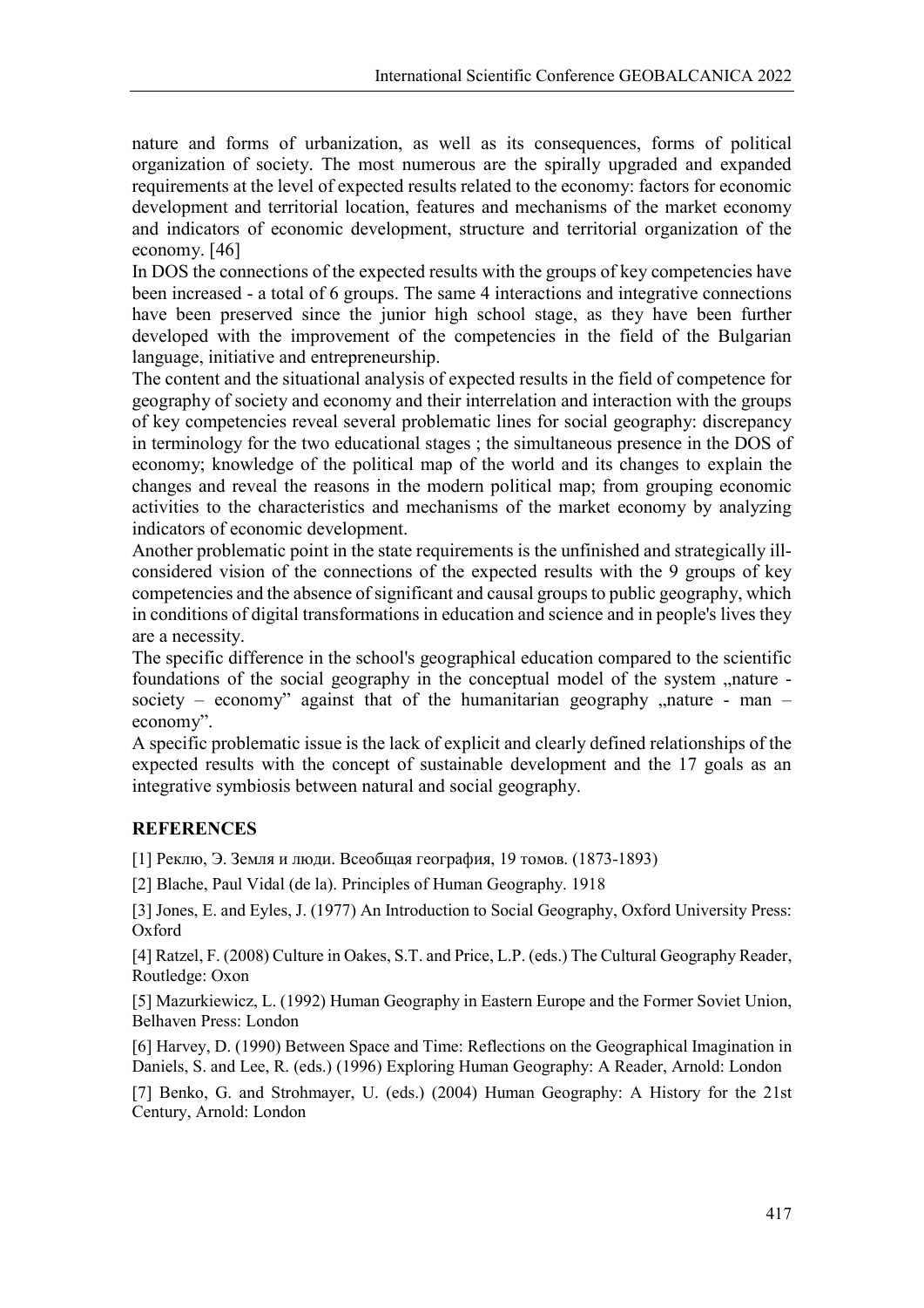nature and forms of urbanization, as well as its consequences, forms of political organization of society. The most numerous are the spirally upgraded and expanded requirements at the level of expected results related to the economy: factors for economic development and territorial location, features and mechanisms of the market economy and indicators of economic development, structure and territorial organization of the economy. [46]

In DOS the connections of the expected results with the groups of key competencies have been increased - a total of 6 groups. The same 4 interactions and integrative connections have been preserved since the junior high school stage, as they have been further developed with the improvement of the competencies in the field of the Bulgarian language, initiative and entrepreneurship.

The content and the situational analysis of expected results in the field of competence for geography of society and economy and their interrelation and interaction with the groups of key competencies reveal several problematic lines for social geography: discrepancy in terminology for the two educational stages ; the simultaneous presence in the DOS of economy; knowledge of the political map of the world and its changes to explain the changes and reveal the reasons in the modern political map; from grouping economic activities to the characteristics and mechanisms of the market economy by analyzing indicators of economic development.

Another problematic point in the state requirements is the unfinished and strategically ill-considered vision of the connections of the expected results with the 9 groups of key competencies and the absence of significant and causal groups to public geography, which in conditions of digital transformations in education and science and in people's lives they are a necessity.

The specific difference in the school's geographical education compared to the scientific foundations of the social geography in the conceptual model of the system „nature - society – economy" against that of the humanitarian geography „nature - man – economy".

A specific problematic issue is the lack of explicit and clearly defined relationships of the expected results with the concept of sustainable development and the 17 goals as an integrative symbiosis between natural and social geography.

## REFERENCES

[1] Реклю, Э. Земля и люди. Всеобщая география, 19 томов. (1873-1893)

[2] Blache, Paul Vidal (de la). Principles of Human Geography. 1918

[3] Jones, E. and Eyles, J. (1977) An Introduction to Social Geography, Oxford University Press: Oxford

[4] Ratzel, F. (2008) Culture in Oakes, S.T. and Price, L.P. (eds.) The Cultural Geography Reader, Routledge: Oxon

[5] Mazurkiewicz, L. (1992) Human Geography in Eastern Europe and the Former Soviet Union, Belhaven Press: London

[6] Harvey, D. (1990) Between Space and Time: Reflections on the Geographical Imagination in Daniels, S. and Lee, R. (eds.) (1996) Exploring Human Geography: A Reader, Arnold: London

[7] Benko, G. and Strohmayer, U. (eds.) (2004) Human Geography: A History for the 21st Century, Arnold: London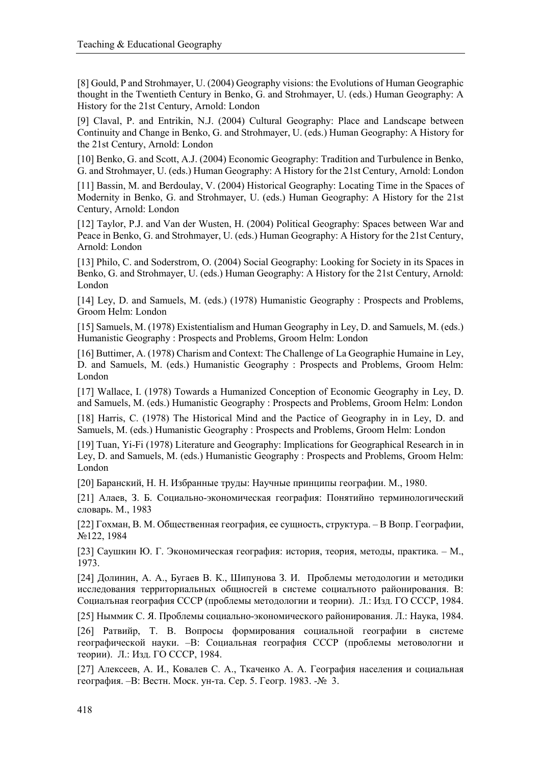[8] Gould, P and Strohmayer, U. (2004) Geography visions: the Evolutions of Human Geographic thought in the Twentieth Century in Benko, G. and Strohmayer, U. (eds.) Human Geography: A History for the 21st Century, Arnold: London

[9] Claval, P. and Entrikin, N.J. (2004) Cultural Geography: Place and Landscape between Continuity and Change in Benko, G. and Strohmayer, U. (eds.) Human Geography: A History for the 21st Century, Arnold: London

[10] Benko, G. and Scott, A.J. (2004) Economic Geography: Tradition and Turbulence in Benko, G. and Strohmayer, U. (eds.) Human Geography: A History for the 21st Century, Arnold: London

[11] Bassin, M. and Berdoulay, V. (2004) Historical Geography: Locating Time in the Spaces of Modernity in Benko, G. and Strohmayer, U. (eds.) Human Geography: A History for the 21st Century, Arnold: London

[12] Taylor, P.J. and Van der Wusten, H. (2004) Political Geography: Spaces between War and Peace in Benko, G. and Strohmayer, U. (eds.) Human Geography: A History for the 21st Century, Arnold: London

[13] Philo, C. and Soderstrom, O. (2004) Social Geography: Looking for Society in its Spaces in Benko, G. and Strohmayer, U. (eds.) Human Geography: A History for the 21st Century, Arnold: London

[14] Ley, D. and Samuels, M. (eds.) (1978) Humanistic Geography : Prospects and Problems, Groom Helm: London

[15] Samuels, M. (1978) Existentialism and Human Geography in Ley, D. and Samuels, M. (eds.) Humanistic Geography : Prospects and Problems, Groom Helm: London

[16] Buttimer, A. (1978) Charism and Context: The Challenge of La Geographie Humaine in Ley, D. and Samuels, M. (eds.) Humanistic Geography : Prospects and Problems, Groom Helm: London

[17] Wallace, I. (1978) Towards a Humanized Conception of Economic Geography in Ley, D. and Samuels, M. (eds.) Humanistic Geography : Prospects and Problems, Groom Helm: London

[18] Harris, C. (1978) The Historical Mind and the Pactice of Geography in in Ley, D. and Samuels, M. (eds.) Humanistic Geography : Prospects and Problems, Groom Helm: London

[19] Tuan, Yi-Fi (1978) Literature and Geography: Implications for Geographical Research in in Ley, D. and Samuels, M. (eds.) Humanistic Geography : Prospects and Problems, Groom Helm: London

[20] Баранский, Н. Н. Избранные труды: Научные принципы географии. М., 1980.

[21] Алаев, З. Б. Социально-экономическая география: Понятийно терминологический словарь. М., 1983

[22] Гохман, В. М. Общественная география, ее сущность, структура. – В Вопр. Географии, №122, 1984

[23] Саушкин Ю. Г. Экономическая география: история, теория, методы, практика. – М., 1973.

[24] Долинин, А. А., Бугаев В. К., Шипунова З. И. Проблемы методологии и методики исследования территориальных общносгей в системе социалъного районирования. В: Социалъная география СССР (проблемы методологии и теории). Л.: Изд. ГО СССР, 1984.

[25] Ныммик С. Я. Проблемы социально-экономического районирования. Л.: Наука, 1984.

[26] Ратвийр, Т. В. Вопросы формирования социальной географии в системе географической науки. –В: Социальная география СССР (проблемы метовологни и теории). Л.: Изд. ГО СССР, 1984.

[27] Алексеев, А. И., Ковалев С. А., Ткаченко А. А. География населения и социальная география. –В: Вестн. Моск. ун-та. Сер. 5. Геогр. 1983. -№ 3.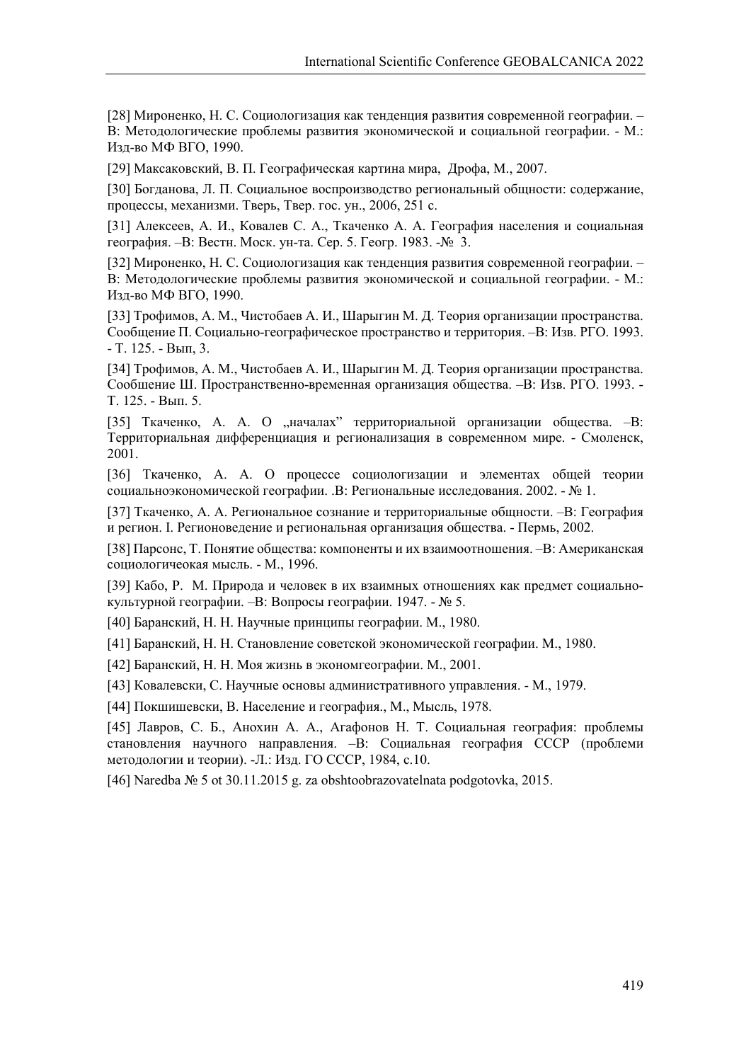[28] Мироненко, Н. С. Социологизация как тенденция развития современной географии. – В: Методологические проблемы развития экономической и социальной географии. - М.: Изд-во МФ ВГО, 1990.

[29] Максаковский, В. П. Географическая картина мира, Дрофа, М., 2007.

[30] Богданова, Л. П. Социальное воспроизводство региональный общности: содержание, процессы, механизми. Тверь, Твер. гос. ун., 2006, 251 с.

[31] Алексеев, А. И., Ковалев С. А., Ткаченко А. А. География населения и социальная география. –В: Вестн. Моск. ун-та. Сер. 5. Геогр. 1983. -№ 3.

[32] Мироненко, Н. С. Социологизация как тенденция развития современной географии. – В: Методологические проблемы развития экономической и социальной географии. - М.: Изд-во МФ ВГО, 1990.

[33] Трофимов, А. М., Чистобаев А. И., Шарыгин М. Д. Теория организации пространства. Сообщение П. Социально-географическое пространство и территория. –В: Изв. РГО. 1993. - Т. 125. - Вып, 3.

[34] Трофимов, А. М., Чистобаев А. И., Шарыгин М. Д. Теория организации пространства. Сообшение Ш. Пространственно-временная организация общества. –В: Изв. РГО. 1993. - Т. 125. - Вып. 5.

[35] Ткаченко, А. А. О „началах" территориальной организации общества. –В: Территориальная дифференциация и регионализация в современном мире. - Смоленск, 2001.

[36] Ткаченко, А. А. О процессе социологизации и элементах общей теории социальноэкономической географии. .В: Региональные исследования. 2002. - № 1.

[37] Ткаченко, А. А. Региональное сознание и территориальные общности. –В: География и регион. I. Регионоведение и региональная организация общества. - Пермь, 2002.

[38] Парсонс, Т. Понятие общества: компоненты и их взаимоотношения. –В: Американская социологичеокая мысль. - М., 1996.

[39] Кабо, Р. М. Природа и человек в их взаимных отношениях как предмет социально-культурной географии. –В: Вопросы географии. 1947. - № 5.

[40] Баранский, Н. Н. Научные принципы географии. М., 1980.

[41] Баранский, Н. Н. Становление советской экономической географии. М., 1980.

[42] Баранский, Н. Н. Моя жизнь в экономгеографии. М., 2001.

[43] Ковалевски, С. Научные основы административного управления. - М., 1979.

[44] Покшишевски, В. Население и география., М., Мысль, 1978.

[45] Лавров, С. Б., Анохин А. А., Агафонов Н. Т. Социальная география: проблемы становления научного направления. –В: Социальная география СССР (проблеми методологии и теории). -Л.: Изд. ГО СССР, 1984, с.10.

[46] Naredba № 5 ot 30.11.2015 g. za obshtoobrazovatelnata podgotovka, 2015.